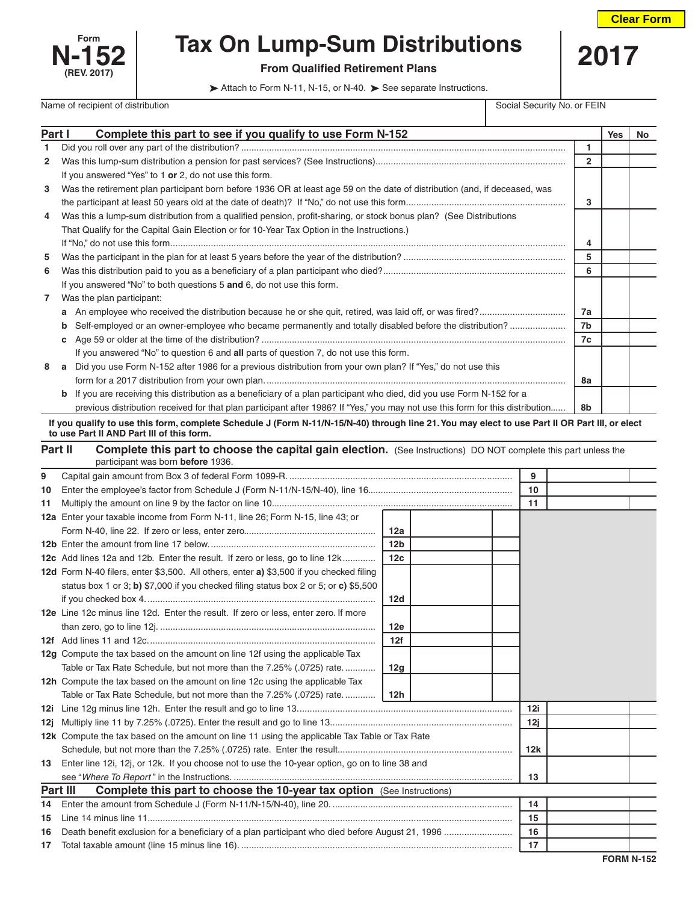Form **N-152** (REV. 2017)

# Tax On Lump-Sum Distributions

**From Qualified Retirement Plans**

**2017**

➤ Attach to Form N-11, N-15, or N-40. ➤ See separate Instructions.

Clear Form

| Name of recipient of distribution | Social Security No. or FEIN |
|---|---|
| | |

## Part I Complete this part to see if you qualify to use Form N-152

| | | | Yes | No |
|---|---|---|---|---|
| 1 | Did you roll over any part of the distribution? | 1 | | |
| 2 | Was this lump-sum distribution a pension for past services? (See Instructions) | 2 | | |
| | If you answered "Yes" to 1 **or** 2, do not use this form. | | | |
| 3 | Was the retirement plan participant born before 1936 OR at least age 59 on the date of distribution (and, if deceased, was the participant at least 50 years old at the date of death)? If "No," do not use this form. | 3 | | |
| 4 | Was this a lump-sum distribution from a qualified pension, profit-sharing, or stock bonus plan? (See Distributions That Qualify for the Capital Gain Election or for 10-Year Tax Option in the Instructions.) If "No," do not use this form. | 4 | | |
| 5 | Was the participant in the plan for at least 5 years before the year of the distribution? | 5 | | |
| 6 | Was this distribution paid to you as a beneficiary of a plan participant who died? | 6 | | |
| | If you answered "No" to both questions 5 **and** 6, do not use this form. | | | |
| 7 | Was the plan participant: | | | |
| | **a** An employee who received the distribution because he or she quit, retired, was laid off, or was fired? | 7a | | |
| | **b** Self-employed or an owner-employee who became permanently and totally disabled before the distribution? | 7b | | |
| | **c** Age 59 or older at the time of the distribution? | 7c | | |
| | If you answered "No" to question 6 and **all** parts of question 7, do not use this form. | | | |
| 8 | **a** Did you use Form N-152 after 1986 for a previous distribution from your own plan? If "Yes," do not use this form for a 2017 distribution from your own plan. | 8a | | |
| | **b** If you are receiving this distribution as a beneficiary of a plan participant who died, did you use Form N-152 for a previous distribution received for that plan participant after 1986? If "Yes," you may not use this form for this distribution. | 8b | | |

**If you qualify to use this form, complete Schedule J (Form N-11/N-15/N-40) through line 21. You may elect to use Part II OR Part III, or elect to use Part II AND Part III of this form.**

## Part II Complete this part to choose the capital gain election.

(See Instructions) DO NOT complete this part unless the participant was born **before** 1936.

| | | | | | |
|---|---|---|---|---|---|
| 9 | Capital gain amount from Box 3 of federal Form 1099-R. | | | 9 | |
| 10 | Enter the employee's factor from Schedule J (Form N-11/N-15/N-40), line 16. | | | 10 | |
| 11 | Multiply the amount on line 9 by the factor on line 10. | | | 11 | |
| 12a | Enter your taxable income from Form N-11, line 26; Form N-15, line 43; or Form N-40, line 22. If zero or less, enter zero. | 12a | | | |
| 12b | Enter the amount from line 17 below. | 12b | | | |
| 12c | Add lines 12a and 12b. Enter the result. If zero or less, go to line 12k | 12c | | | |
| 12d | Form N-40 filers, enter $3,500. All others, enter **a)** $3,500 if you checked filing status box 1 or 3; **b)** $7,000 if you checked filing status box 2 or 5; or **c)** $5,500 if you checked box 4. | 12d | | | |
| 12e | Line 12c minus line 12d. Enter the result. If zero or less, enter zero. If more than zero, go to line 12j. | 12e | | | |
| 12f | Add lines 11 and 12c. | 12f | | | |
| 12g | Compute the tax based on the amount on line 12f using the applicable Tax Table or Tax Rate Schedule, but not more than the 7.25% (.0725) rate. | 12g | | | |
| 12h | Compute the tax based on the amount on line 12c using the applicable Tax Table or Tax Rate Schedule, but not more than the 7.25% (.0725) rate. | 12h | | | |
| 12i | Line 12g minus line 12h. Enter the result and go to line 13. | | | 12i | |
| 12j | Multiply line 11 by 7.25% (.0725). Enter the result and go to line 13. | | | 12j | |
| 12k | Compute the tax based on the amount on line 11 using the applicable Tax Table or Tax Rate Schedule, but not more than the 7.25% (.0725) rate. Enter the result. | | | 12k | |
| 13 | Enter line 12i, 12j, or 12k. If you choose not to use the 10-year option, go on to line 38 and see "*Where To Report*" in the Instructions. | | | 13 | |

## Part III Complete this part to choose the 10-year tax option

(See Instructions)

| | | | |
|---|---|---|---|
| 14 | Enter the amount from Schedule J (Form N-11/N-15/N-40), line 20. | 14 | |
| 15 | Line 14 minus line 11 | 15 | |
| 16 | Death benefit exclusion for a beneficiary of a plan participant who died before August 21, 1996 | 16 | |
| 17 | Total taxable amount (line 15 minus line 16). | 17 | |

FORM N-152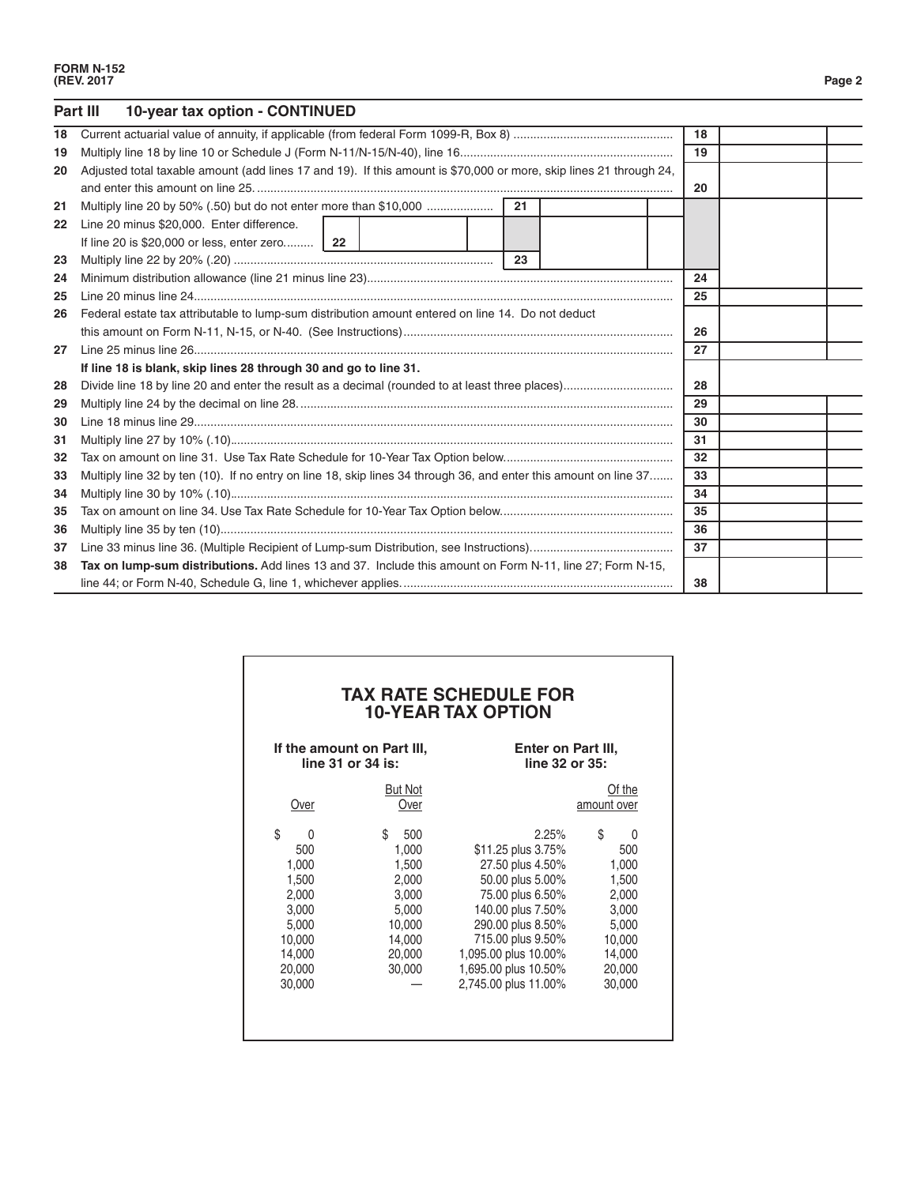FORM N-152
(REV. 2017

## Part III 10-year tax option - CONTINUED

| | | | |
|---|---|---|---|
| 18 | Current actuarial value of annuity, if applicable (from federal Form 1099-R, Box 8) | 18 | |
| 19 | Multiply line 18 by line 10 or Schedule J (Form N-11/N-15/N-40), line 16 | 19 | |
| 20 | Adjusted total taxable amount (add lines 17 and 19). If this amount is $70,000 or more, skip lines 21 through 24, and enter this amount on line 25. | 20 | |
| 21 | Multiply line 20 by 50% (.50) but do not enter more than $10,000 ..... 21 | | |
| 22 | Line 20 minus $20,000. Enter difference. If line 20 is $20,000 or less, enter zero ..... 22 | | |
| 23 | Multiply line 22 by 20% (.20) ..... 23 | | |
| 24 | Minimum distribution allowance (line 21 minus line 23) | 24 | |
| 25 | Line 20 minus line 24 | 25 | |
| 26 | Federal estate tax attributable to lump-sum distribution amount entered on line 14. Do not deduct this amount on Form N-11, N-15, or N-40. (See Instructions) | 26 | |
| 27 | Line 25 minus line 26 | 27 | |
| | **If line 18 is blank, skip lines 28 through 30 and go to line 31.** | | |
| 28 | Divide line 18 by line 20 and enter the result as a decimal (rounded to at least three places) | 28 | |
| 29 | Multiply line 24 by the decimal on line 28 | 29 | |
| 30 | Line 18 minus line 29 | 30 | |
| 31 | Multiply line 27 by 10% (.10) | 31 | |
| 32 | Tax on amount on line 31. Use Tax Rate Schedule for 10-Year Tax Option below | 32 | |
| 33 | Multiply line 32 by ten (10). If no entry on line 18, skip lines 34 through 36, and enter this amount on line 37 | 33 | |
| 34 | Multiply line 30 by 10% (.10) | 34 | |
| 35 | Tax on amount on line 34. Use Tax Rate Schedule for 10-Year Tax Option below | 35 | |
| 36 | Multiply line 35 by ten (10) | 36 | |
| 37 | Line 33 minus line 36. (Multiple Recipient of Lump-sum Distribution, see Instructions) | 37 | |
| 38 | **Tax on lump-sum distributions.** Add lines 13 and 37. Include this amount on Form N-11, line 27; Form N-15, line 44; or Form N-40, Schedule G, line 1, whichever applies. | 38 | |

## TAX RATE SCHEDULE FOR 10-YEAR TAX OPTION

| If the amount on Part III, line 31 or 34 is: | | Enter on Part III, line 32 or 35: | |
|---|---|---|---|
| Over | But Not Over | | Of the amount over |
| $ 0 | $ 500 | 2.25% | $ 0 |
| 500 | 1,000 | $11.25 plus 3.75% | 500 |
| 1,000 | 1,500 | 27.50 plus 4.50% | 1,000 |
| 1,500 | 2,000 | 50.00 plus 5.00% | 1,500 |
| 2,000 | 3,000 | 75.00 plus 6.50% | 2,000 |
| 3,000 | 5,000 | 140.00 plus 7.50% | 3,000 |
| 5,000 | 10,000 | 290.00 plus 8.50% | 5,000 |
| 10,000 | 14,000 | 715.00 plus 9.50% | 10,000 |
| 14,000 | 20,000 | 1,095.00 plus 10.00% | 14,000 |
| 20,000 | 30,000 | 1,695.00 plus 10.50% | 20,000 |
| 30,000 | — | 2,745.00 plus 11.00% | 30,000 |